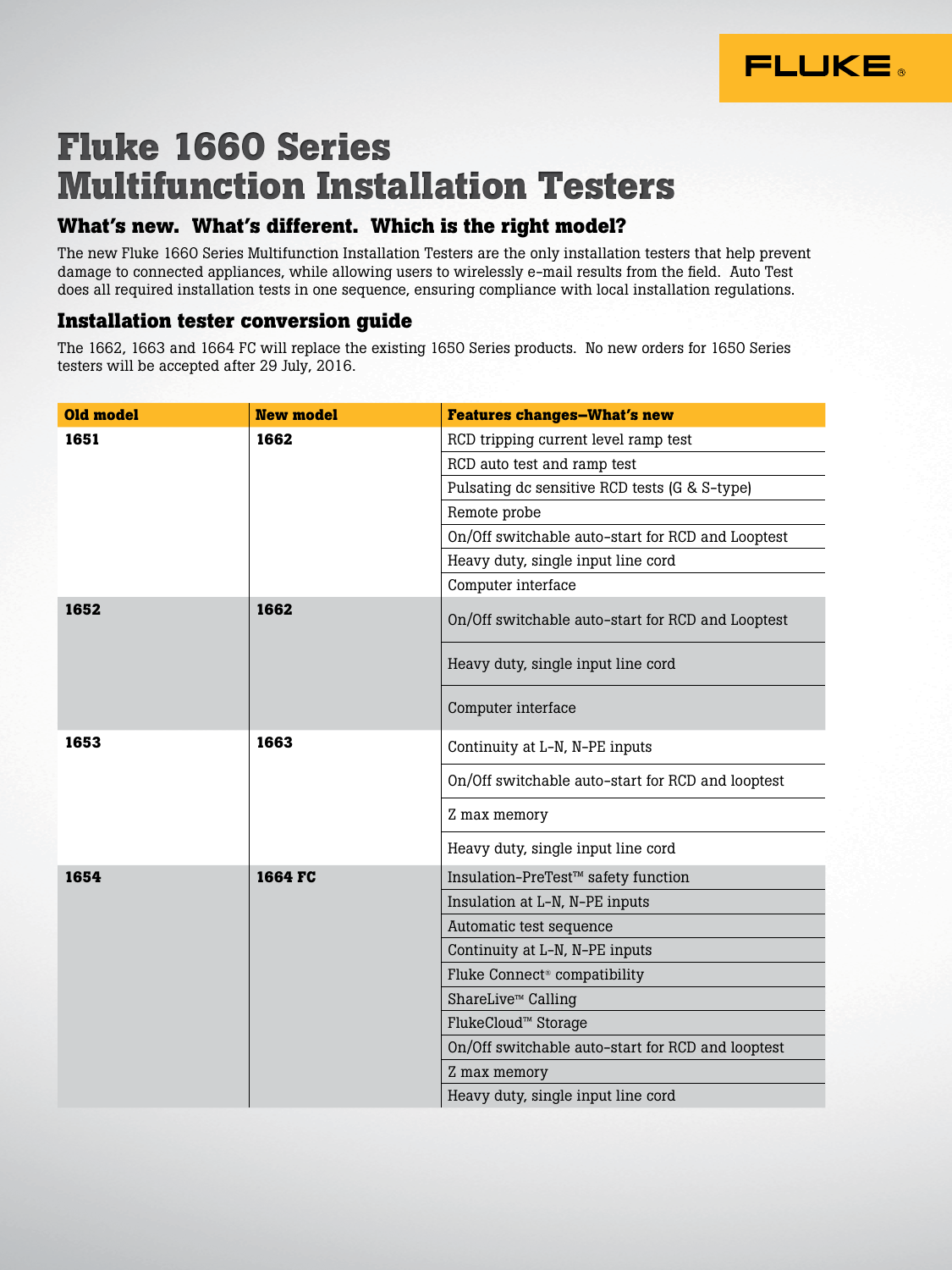FLUKE®

# Fluke 1660 Series Multifunction Installation Testers

## What's new. What's different. Which is the right model?

The new Fluke 1660 Series Multifunction Installation Testers are the only installation testers that help prevent damage to connected appliances, while allowing users to wirelessly e-mail results from the field. Auto Test does all required installation tests in one sequence, ensuring compliance with local installation regulations.

## Installation tester conversion guide

The 1662, 1663 and 1664 FC will replace the existing 1650 Series products. No new orders for 1650 Series testers will be accepted after 29 July, 2016.

| Old model | New model | Features changes—What's new |
| --- | --- | --- |
| **1651** | **1662** | RCD tripping current level ramp test |
| | | RCD auto test and ramp test |
| | | Pulsating dc sensitive RCD tests (G & S-type) |
| | | Remote probe |
| | | On/Off switchable auto-start for RCD and Looptest |
| | | Heavy duty, single input line cord |
| | | Computer interface |
| **1652** | **1662** | On/Off switchable auto-start for RCD and Looptest |
| | | Heavy duty, single input line cord |
| | | Computer interface |
| **1653** | **1663** | Continuity at L-N, N-PE inputs |
| | | On/Off switchable auto-start for RCD and looptest |
| | | Z max memory |
| | | Heavy duty, single input line cord |
| **1654** | **1664 FC** | Insulation-PreTest™ safety function |
| | | Insulation at L-N, N-PE inputs |
| | | Automatic test sequence |
| | | Continuity at L-N, N-PE inputs |
| | | Fluke Connect® compatibility |
| | | ShareLive™ Calling |
| | | FlukeCloud™ Storage |
| | | On/Off switchable auto-start for RCD and looptest |
| | | Z max memory |
| | | Heavy duty, single input line cord |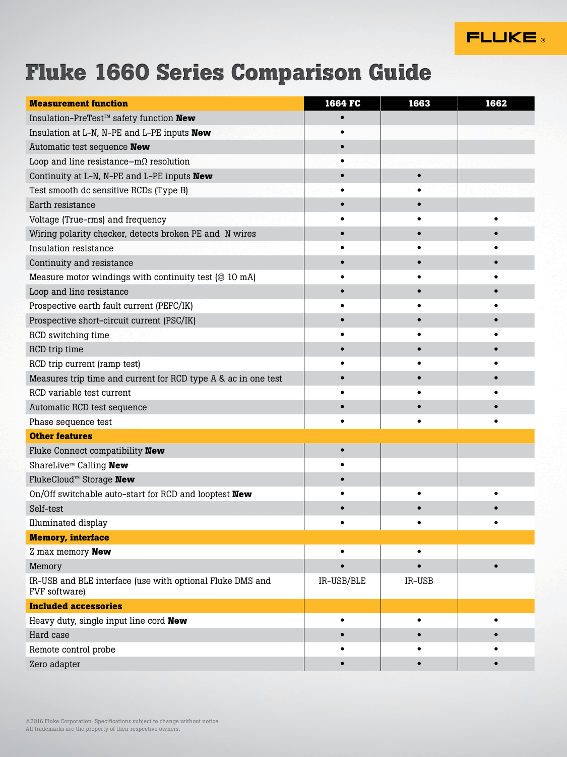# Fluke 1660 Series Comparison Guide

| Measurement function | 1664 FC | 1663 | 1662 |
|---|---|---|---|
| Insulation-PreTest™ safety function **New** | • | | |
| Insulation at L-N, N-PE and L-PE inputs **New** | • | | |
| Automatic test sequence **New** | • | | |
| Loop and line resistance–mΩ resolution | • | | |
| Continuity at L-N, N-PE and L-PE inputs **New** | • | • | |
| Test smooth dc sensitive RCDs (Type B) | • | • | |
| Earth resistance | • | • | |
| Voltage (True-rms) and frequency | • | • | • |
| Wiring polarity checker, detects broken PE and N wires | • | • | • |
| Insulation resistance | • | • | • |
| Continuity and resistance | • | • | • |
| Measure motor windings with continuity test (@ 10 mA) | • | • | • |
| Loop and line resistance | • | • | • |
| Prospective earth fault current (PEFC/IK) | • | • | • |
| Prospective short-circuit current (PSC/IK) | • | • | • |
| RCD switching time | • | • | • |
| RCD trip time | • | • | • |
| RCD trip current (ramp test) | • | • | • |
| Measures trip time and current for RCD type A & ac in one test | • | • | • |
| RCD variable test current | • | • | • |
| Automatic RCD test sequence | • | • | • |
| Phase sequence test | • | • | • |
| **Other features** | | | |
| Fluke Connect compatibility **New** | • | | |
| ShareLive™ Calling **New** | • | | |
| FlukeCloud™ Storage **New** | • | | |
| On/Off switchable auto-start for RCD and looptest **New** | • | • | • |
| Self-test | • | • | • |
| Illuminated display | • | • | • |
| **Memory, interface** | | | |
| Z max memory **New** | • | • | |
| Memory | • | • | • |
| IR-USB and BLE interface (use with optional Fluke DMS and FVF software) | IR-USB/BLE | IR-USB | |
| **Included accessories** | | | |
| Heavy duty, single input line cord **New** | • | • | • |
| Hard case | • | • | • |
| Remote control probe | • | • | • |
| Zero adapter | • | • | • |

©2016 Fluke Corporation. Specifications subject to change without notice.
All trademarks are the property of their respective owners.